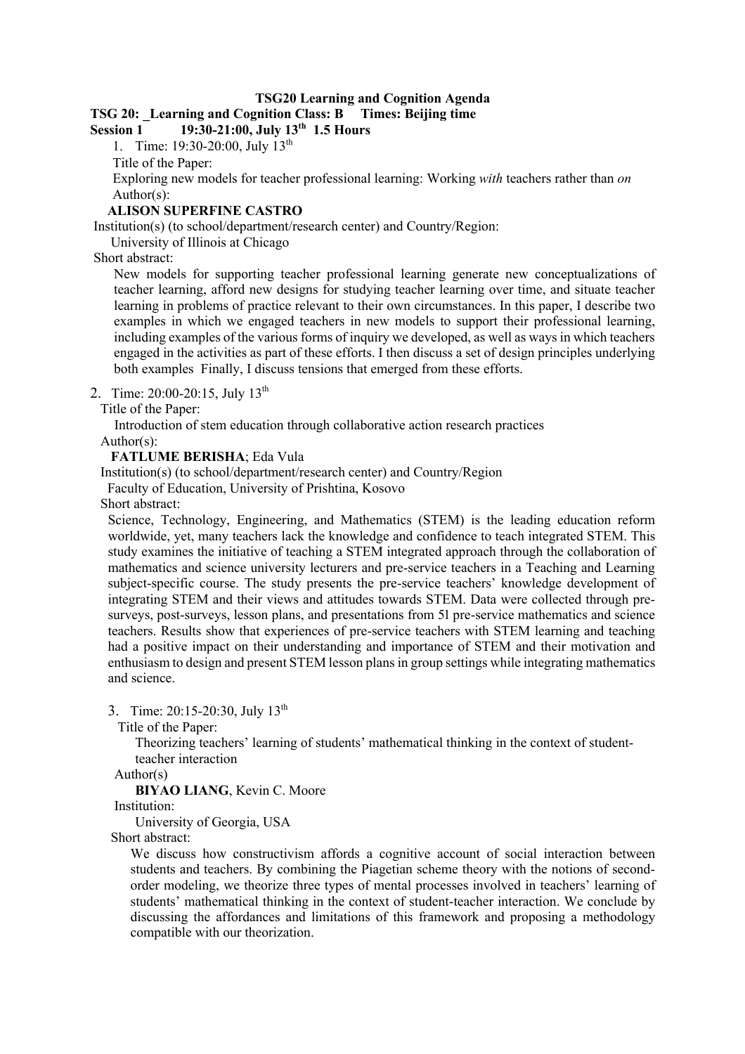# TSG20 Learning and Cognition Agenda

**TSG 20: _Learning and Cognition Class: B Times: Beijing time**

**Session 1 19:30-21:00, July 13th 1.5 Hours**

1. Time: 19:30-20:00, July 13th

   Title of the Paper:

   Exploring new models for teacher professional learning: Working *with* teachers rather than *on*

   Author(s):

   **ALISON SUPERFINE CASTRO**

   Institution(s) (to school/department/research center) and Country/Region:

   University of Illinois at Chicago

   Short abstract:

   New models for supporting teacher professional learning generate new conceptualizations of teacher learning, afford new designs for studying teacher learning over time, and situate teacher learning in problems of practice relevant to their own circumstances. In this paper, I describe two examples in which we engaged teachers in new models to support their professional learning, including examples of the various forms of inquiry we developed, as well as ways in which teachers engaged in the activities as part of these efforts. I then discuss a set of design principles underlying both examples Finally, I discuss tensions that emerged from these efforts.

2. Time: 20:00-20:15, July 13th

   Title of the Paper:

   Introduction of stem education through collaborative action research practices

   Author(s):

   **FATLUME BERISHA**; Eda Vula

   Institution(s) (to school/department/research center) and Country/Region

   Faculty of Education, University of Prishtina, Kosovo

   Short abstract:

   Science, Technology, Engineering, and Mathematics (STEM) is the leading education reform worldwide, yet, many teachers lack the knowledge and confidence to teach integrated STEM. This study examines the initiative of teaching a STEM integrated approach through the collaboration of mathematics and science university lecturers and pre-service teachers in a Teaching and Learning subject-specific course. The study presents the pre-service teachers' knowledge development of integrating STEM and their views and attitudes towards STEM. Data were collected through pre-surveys, post-surveys, lesson plans, and presentations from 51 pre-service mathematics and science teachers. Results show that experiences of pre-service teachers with STEM learning and teaching had a positive impact on their understanding and importance of STEM and their motivation and enthusiasm to design and present STEM lesson plans in group settings while integrating mathematics and science.

3. Time: 20:15-20:30, July 13th

   Title of the Paper:

   Theorizing teachers' learning of students' mathematical thinking in the context of student-teacher interaction

   Author(s)

   **BIYAO LIANG**, Kevin C. Moore

   Institution:

   University of Georgia, USA

   Short abstract:

   We discuss how constructivism affords a cognitive account of social interaction between students and teachers. By combining the Piagetian scheme theory with the notions of second-order modeling, we theorize three types of mental processes involved in teachers' learning of students' mathematical thinking in the context of student-teacher interaction. We conclude by discussing the affordances and limitations of this framework and proposing a methodology compatible with our theorization.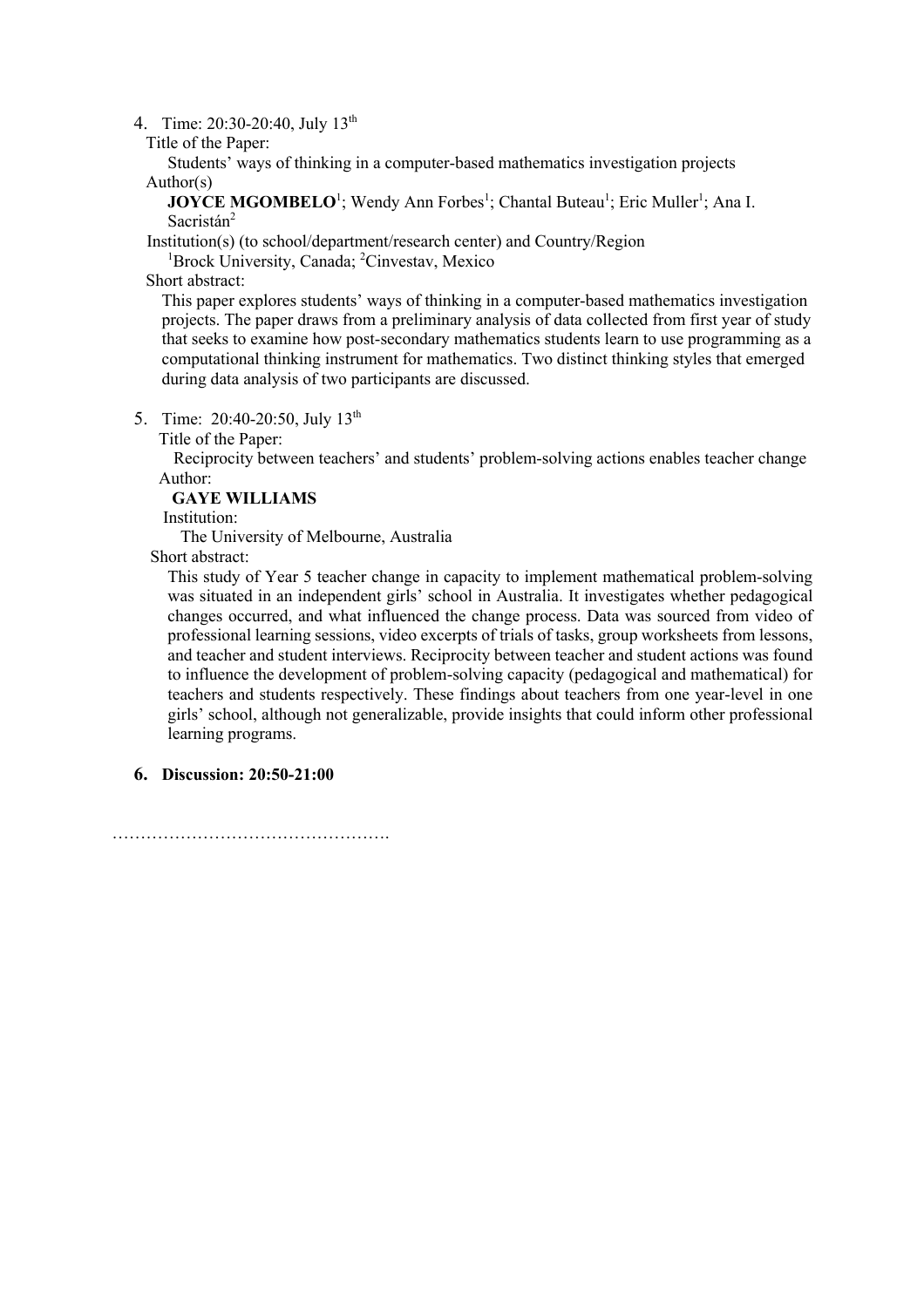4. Time: 20:30-20:40, July 13th

   Title of the Paper:

   Students' ways of thinking in a computer-based mathematics investigation projects

   Author(s)

   **JOYCE MGOMBELO**[1]; Wendy Ann Forbes[1]; Chantal Buteau[1]; Eric Muller[1]; Ana I. Sacristán[2]

   Institution(s) (to school/department/research center) and Country/Region

   [1]Brock University, Canada; [2]Cinvestav, Mexico

   Short abstract:

   This paper explores students' ways of thinking in a computer-based mathematics investigation projects. The paper draws from a preliminary analysis of data collected from first year of study that seeks to examine how post-secondary mathematics students learn to use programming as a computational thinking instrument for mathematics. Two distinct thinking styles that emerged during data analysis of two participants are discussed.

5. Time: 20:40-20:50, July 13th

   Title of the Paper:

   Reciprocity between teachers' and students' problem-solving actions enables teacher change

   Author:

   **GAYE WILLIAMS**

   Institution:

   The University of Melbourne, Australia

   Short abstract:

   This study of Year 5 teacher change in capacity to implement mathematical problem-solving was situated in an independent girls' school in Australia. It investigates whether pedagogical changes occurred, and what influenced the change process. Data was sourced from video of professional learning sessions, video excerpts of trials of tasks, group worksheets from lessons, and teacher and student interviews. Reciprocity between teacher and student actions was found to influence the development of problem-solving capacity (pedagogical and mathematical) for teachers and students respectively. These findings about teachers from one year-level in one girls' school, although not generalizable, provide insights that could inform other professional learning programs.

6. **Discussion: 20:50-21:00**

…………………………………………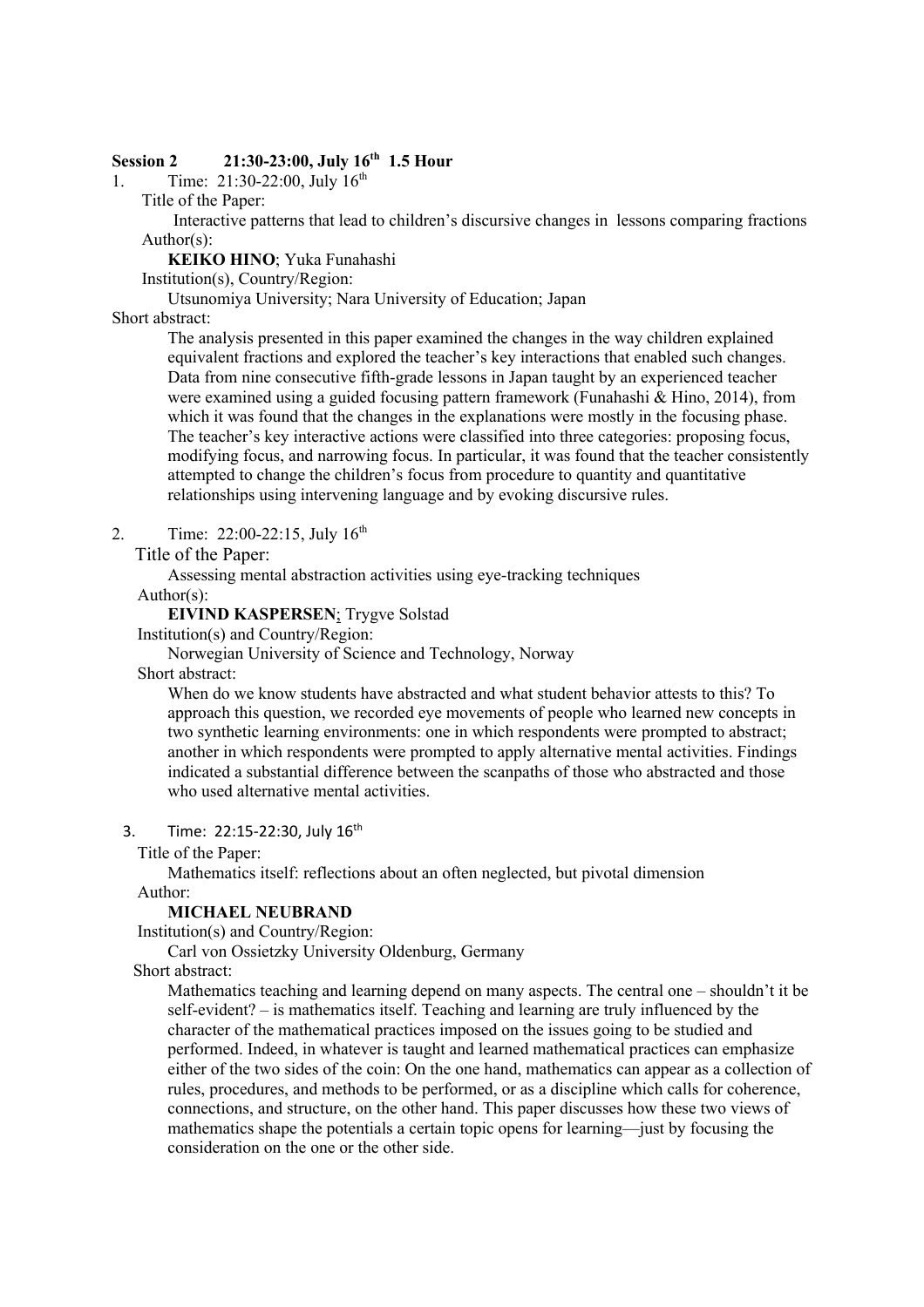**Session 2 21:30-23:00, July 16th 1.5 Hour**

1. Time: 21:30-22:00, July 16th

   Title of the Paper:

   Interactive patterns that lead to children's discursive changes in lessons comparing fractions

   Author(s):

   **KEIKO HINO**; Yuka Funahashi

   Institution(s), Country/Region:

   Utsunomiya University; Nara University of Education; Japan

Short abstract:

The analysis presented in this paper examined the changes in the way children explained equivalent fractions and explored the teacher's key interactions that enabled such changes. Data from nine consecutive fifth-grade lessons in Japan taught by an experienced teacher were examined using a guided focusing pattern framework (Funahashi & Hino, 2014), from which it was found that the changes in the explanations were mostly in the focusing phase. The teacher's key interactive actions were classified into three categories: proposing focus, modifying focus, and narrowing focus. In particular, it was found that the teacher consistently attempted to change the children's focus from procedure to quantity and quantitative relationships using intervening language and by evoking discursive rules.

2. Time: 22:00-22:15, July 16th

   Title of the Paper:

   Assessing mental abstraction activities using eye-tracking techniques

   Author(s):

   **EIVIND KASPERSEN**; Trygve Solstad

   Institution(s) and Country/Region:

   Norwegian University of Science and Technology, Norway

   Short abstract:

   When do we know students have abstracted and what student behavior attests to this? To approach this question, we recorded eye movements of people who learned new concepts in two synthetic learning environments: one in which respondents were prompted to abstract; another in which respondents were prompted to apply alternative mental activities. Findings indicated a substantial difference between the scanpaths of those who abstracted and those who used alternative mental activities.

3. Time: 22:15-22:30, July 16th

   Title of the Paper:

   Mathematics itself: reflections about an often neglected, but pivotal dimension

   Author:

   **MICHAEL NEUBRAND**

   Institution(s) and Country/Region:

   Carl von Ossietzky University Oldenburg, Germany

   Short abstract:

   Mathematics teaching and learning depend on many aspects. The central one – shouldn't it be self-evident? – is mathematics itself. Teaching and learning are truly influenced by the character of the mathematical practices imposed on the issues going to be studied and performed. Indeed, in whatever is taught and learned mathematical practices can emphasize either of the two sides of the coin: On the one hand, mathematics can appear as a collection of rules, procedures, and methods to be performed, or as a discipline which calls for coherence, connections, and structure, on the other hand. This paper discusses how these two views of mathematics shape the potentials a certain topic opens for learning—just by focusing the consideration on the one or the other side.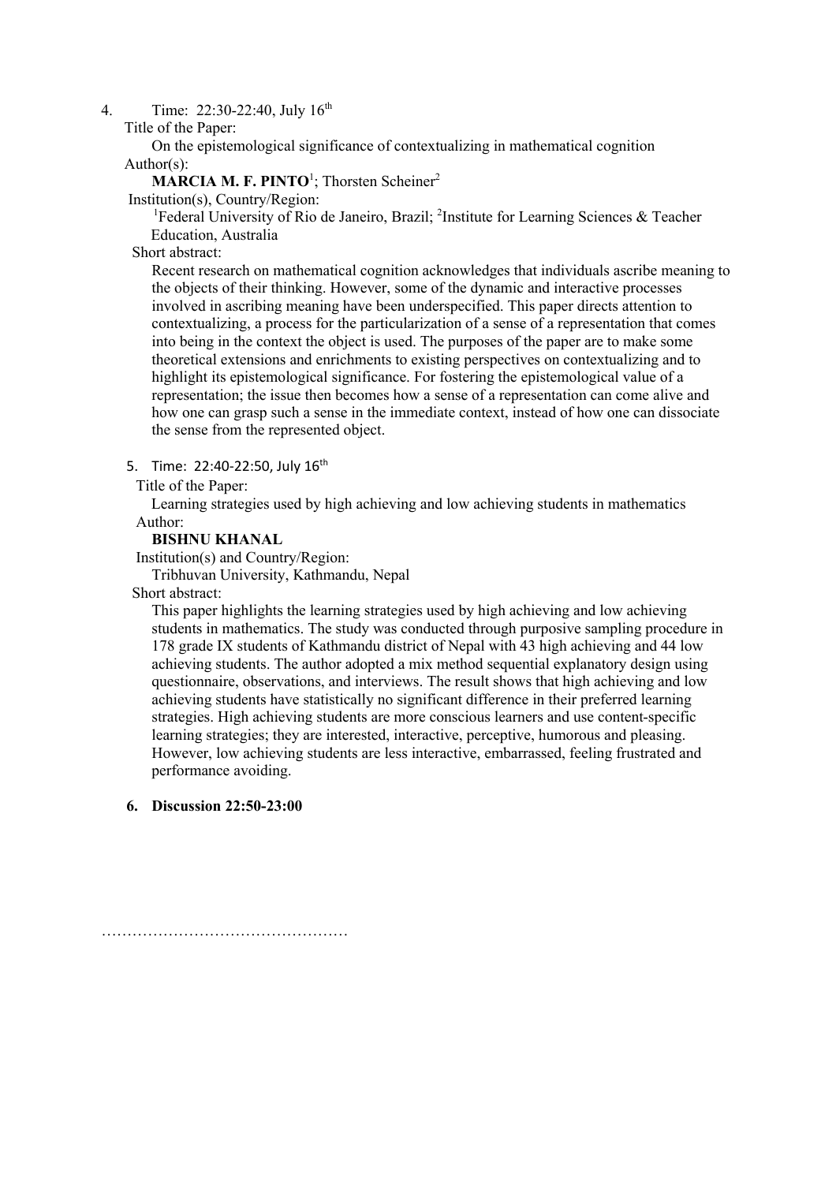4. Time: 22:30-22:40, July 16th

Title of the Paper:

On the epistemological significance of contextualizing in mathematical cognition

Author(s):

**MARCIA M. F. PINTO**[1]; Thorsten Scheiner[2]

Institution(s), Country/Region:

[1]Federal University of Rio de Janeiro, Brazil; [2]Institute for Learning Sciences & Teacher Education, Australia

Short abstract:

Recent research on mathematical cognition acknowledges that individuals ascribe meaning to the objects of their thinking. However, some of the dynamic and interactive processes involved in ascribing meaning have been underspecified. This paper directs attention to contextualizing, a process for the particularization of a sense of a representation that comes into being in the context the object is used. The purposes of the paper are to make some theoretical extensions and enrichments to existing perspectives on contextualizing and to highlight its epistemological significance. For fostering the epistemological value of a representation; the issue then becomes how a sense of a representation can come alive and how one can grasp such a sense in the immediate context, instead of how one can dissociate the sense from the represented object.

5. Time: 22:40-22:50, July 16th

Title of the Paper:

Learning strategies used by high achieving and low achieving students in mathematics

Author:

**BISHNU KHANAL**

Institution(s) and Country/Region:

Tribhuvan University, Kathmandu, Nepal

Short abstract:

This paper highlights the learning strategies used by high achieving and low achieving students in mathematics. The study was conducted through purposive sampling procedure in 178 grade IX students of Kathmandu district of Nepal with 43 high achieving and 44 low achieving students. The author adopted a mix method sequential explanatory design using questionnaire, observations, and interviews. The result shows that high achieving and low achieving students have statistically no significant difference in their preferred learning strategies. High achieving students are more conscious learners and use content-specific learning strategies; they are interested, interactive, perceptive, humorous and pleasing. However, low achieving students are less interactive, embarrassed, feeling frustrated and performance avoiding.

6. **Discussion 22:50-23:00**

…………………………………………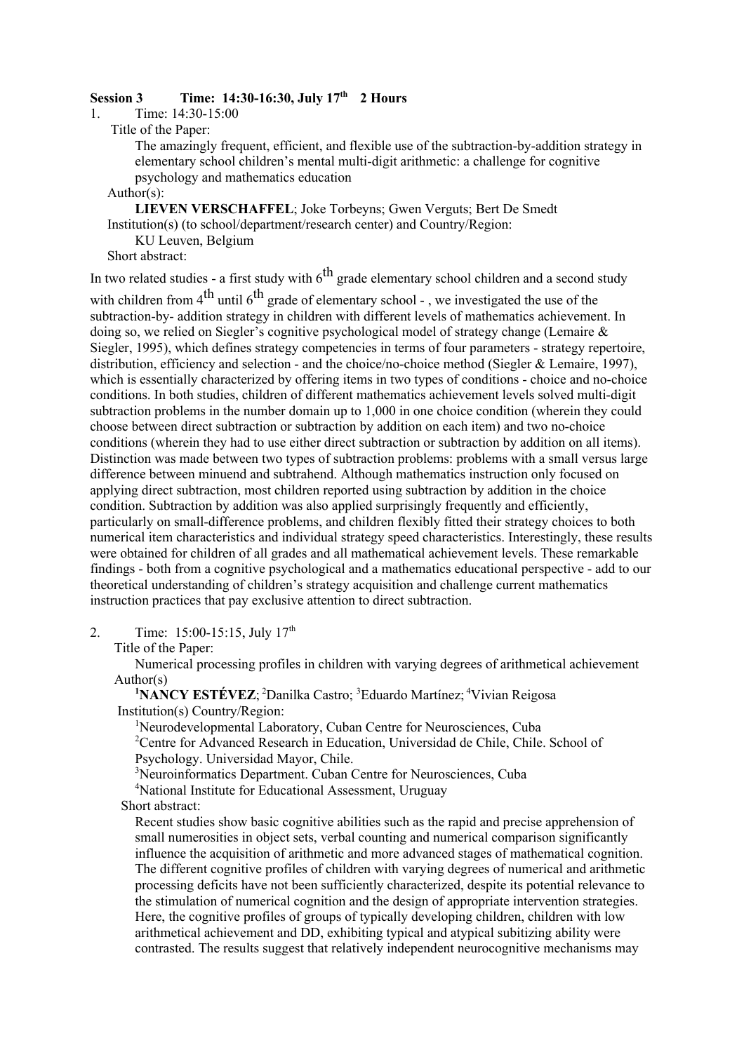**Session 3 Time: 14:30-16:30, July 17th 2 Hours**

1. Time: 14:30-15:00

   Title of the Paper:

   The amazingly frequent, efficient, and flexible use of the subtraction-by-addition strategy in elementary school children's mental multi-digit arithmetic: a challenge for cognitive psychology and mathematics education

   Author(s):

   **LIEVEN VERSCHAFFEL**; Joke Torbeyns; Gwen Verguts; Bert De Smedt

   Institution(s) (to school/department/research center) and Country/Region:

   KU Leuven, Belgium

   Short abstract:

In two related studies - a first study with 6th grade elementary school children and a second study with children from 4th until 6th grade of elementary school - , we investigated the use of the subtraction-by- addition strategy in children with different levels of mathematics achievement. In doing so, we relied on Siegler's cognitive psychological model of strategy change (Lemaire & Siegler, 1995), which defines strategy competencies in terms of four parameters - strategy repertoire, distribution, efficiency and selection - and the choice/no-choice method (Siegler & Lemaire, 1997), which is essentially characterized by offering items in two types of conditions - choice and no-choice conditions. In both studies, children of different mathematics achievement levels solved multi-digit subtraction problems in the number domain up to 1,000 in one choice condition (wherein they could choose between direct subtraction or subtraction by addition on each item) and two no-choice conditions (wherein they had to use either direct subtraction or subtraction by addition on all items). Distinction was made between two types of subtraction problems: problems with a small versus large difference between minuend and subtrahend. Although mathematics instruction only focused on applying direct subtraction, most children reported using subtraction by addition in the choice condition. Subtraction by addition was also applied surprisingly frequently and efficiently, particularly on small-difference problems, and children flexibly fitted their strategy choices to both numerical item characteristics and individual strategy speed characteristics. Interestingly, these results were obtained for children of all grades and all mathematical achievement levels. These remarkable findings - both from a cognitive psychological and a mathematics educational perspective - add to our theoretical understanding of children's strategy acquisition and challenge current mathematics instruction practices that pay exclusive attention to direct subtraction.

2. Time: 15:00-15:15, July 17th

   Title of the Paper:

   Numerical processing profiles in children with varying degrees of arithmetical achievement

   Author(s)

   [1]**NANCY ESTÉVEZ**; [2]Danilka Castro; [3]Eduardo Martínez; [4]Vivian Reigosa

   Institution(s) Country/Region:

   [1]Neurodevelopmental Laboratory, Cuban Centre for Neurosciences, Cuba

   [2]Centre for Advanced Research in Education, Universidad de Chile, Chile. School of Psychology. Universidad Mayor, Chile.

   [3]Neuroinformatics Department. Cuban Centre for Neurosciences, Cuba

   [4]National Institute for Educational Assessment, Uruguay

   Short abstract:

   Recent studies show basic cognitive abilities such as the rapid and precise apprehension of small numerosities in object sets, verbal counting and numerical comparison significantly influence the acquisition of arithmetic and more advanced stages of mathematical cognition. The different cognitive profiles of children with varying degrees of numerical and arithmetic processing deficits have not been sufficiently characterized, despite its potential relevance to the stimulation of numerical cognition and the design of appropriate intervention strategies. Here, the cognitive profiles of groups of typically developing children, children with low arithmetical achievement and DD, exhibiting typical and atypical subitizing ability were contrasted. The results suggest that relatively independent neurocognitive mechanisms may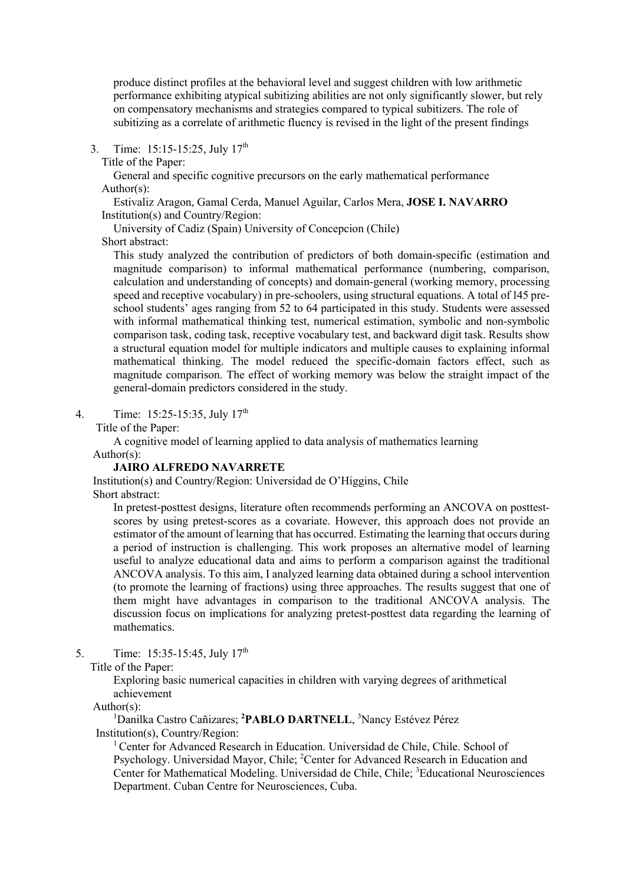produce distinct profiles at the behavioral level and suggest children with low arithmetic performance exhibiting atypical subitizing abilities are not only significantly slower, but rely on compensatory mechanisms and strategies compared to typical subitizers. The role of subitizing as a correlate of arithmetic fluency is revised in the light of the present findings

3. Time: 15:15-15:25, July 17th

   Title of the Paper:

   General and specific cognitive precursors on the early mathematical performance

   Author(s):

   Estivaliz Aragon, Gamal Cerda, Manuel Aguilar, Carlos Mera, **JOSE I. NAVARRO**

   Institution(s) and Country/Region:

   University of Cadiz (Spain) University of Concepcion (Chile)

   Short abstract:

   This study analyzed the contribution of predictors of both domain-specific (estimation and magnitude comparison) to informal mathematical performance (numbering, comparison, calculation and understanding of concepts) and domain-general (working memory, processing speed and receptive vocabulary) in pre-schoolers, using structural equations. A total of 145 pre-school students' ages ranging from 52 to 64 participated in this study. Students were assessed with informal mathematical thinking test, numerical estimation, symbolic and non-symbolic comparison task, coding task, receptive vocabulary test, and backward digit task. Results show a structural equation model for multiple indicators and multiple causes to explaining informal mathematical thinking. The model reduced the specific-domain factors effect, such as magnitude comparison. The effect of working memory was below the straight impact of the general-domain predictors considered in the study.

4. Time: 15:25-15:35, July 17th

   Title of the Paper:

   A cognitive model of learning applied to data analysis of mathematics learning

   Author(s):

   **JAIRO ALFREDO NAVARRETE**

   Institution(s) and Country/Region: Universidad de O'Higgins, Chile

   Short abstract:

   In pretest-posttest designs, literature often recommends performing an ANCOVA on posttest-scores by using pretest-scores as a covariate. However, this approach does not provide an estimator of the amount of learning that has occurred. Estimating the learning that occurs during a period of instruction is challenging. This work proposes an alternative model of learning useful to analyze educational data and aims to perform a comparison against the traditional ANCOVA analysis. To this aim, I analyzed learning data obtained during a school intervention (to promote the learning of fractions) using three approaches. The results suggest that one of them might have advantages in comparison to the traditional ANCOVA analysis. The discussion focus on implications for analyzing pretest-posttest data regarding the learning of mathematics.

5. Time: 15:35-15:45, July 17th

   Title of the Paper:

   Exploring basic numerical capacities in children with varying degrees of arithmetical achievement

   Author(s):

   [1]Danilka Castro Cañizares; [2]**PABLO DARTNELL**, [3]Nancy Estévez Pérez

   Institution(s), Country/Region:

   [1] Center for Advanced Research in Education. Universidad de Chile, Chile. School of Psychology. Universidad Mayor, Chile; [2]Center for Advanced Research in Education and Center for Mathematical Modeling. Universidad de Chile, Chile; [3]Educational Neurosciences Department. Cuban Centre for Neurosciences, Cuba.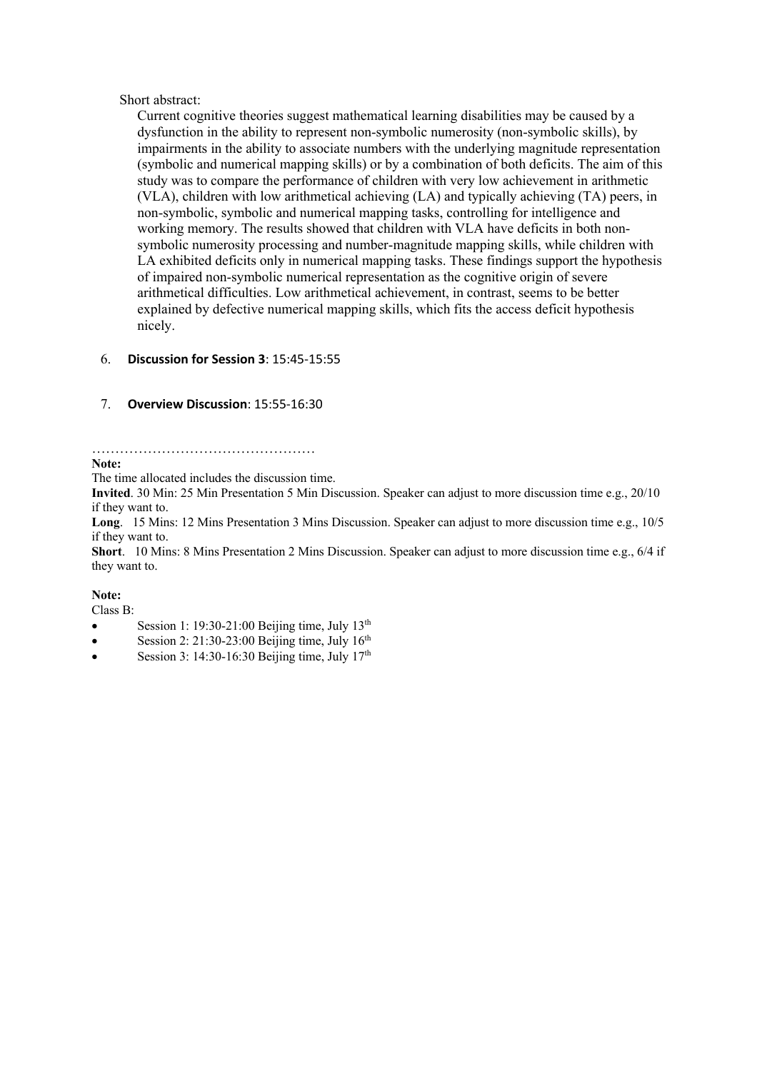Short abstract:

Current cognitive theories suggest mathematical learning disabilities may be caused by a dysfunction in the ability to represent non-symbolic numerosity (non-symbolic skills), by impairments in the ability to associate numbers with the underlying magnitude representation (symbolic and numerical mapping skills) or by a combination of both deficits. The aim of this study was to compare the performance of children with very low achievement in arithmetic (VLA), children with low arithmetical achieving (LA) and typically achieving (TA) peers, in non-symbolic, symbolic and numerical mapping tasks, controlling for intelligence and working memory. The results showed that children with VLA have deficits in both non-symbolic numerosity processing and number-magnitude mapping skills, while children with LA exhibited deficits only in numerical mapping tasks. These findings support the hypothesis of impaired non-symbolic numerical representation as the cognitive origin of severe arithmetical difficulties. Low arithmetical achievement, in contrast, seems to be better explained by defective numerical mapping skills, which fits the access deficit hypothesis nicely.

6. **Discussion for Session 3**: 15:45-15:55

7. **Overview Discussion**: 15:55-16:30

…………………………………………

**Note:**

The time allocated includes the discussion time.

**Invited**. 30 Min: 25 Min Presentation 5 Min Discussion. Speaker can adjust to more discussion time e.g., 20/10 if they want to.

**Long**. 15 Mins: 12 Mins Presentation 3 Mins Discussion. Speaker can adjust to more discussion time e.g., 10/5 if they want to.

**Short**. 10 Mins: 8 Mins Presentation 2 Mins Discussion. Speaker can adjust to more discussion time e.g., 6/4 if they want to.

**Note:**

Class B:

- Session 1: 19:30-21:00 Beijing time, July 13th
- Session 2: 21:30-23:00 Beijing time, July 16th
- Session 3: 14:30-16:30 Beijing time, July 17th